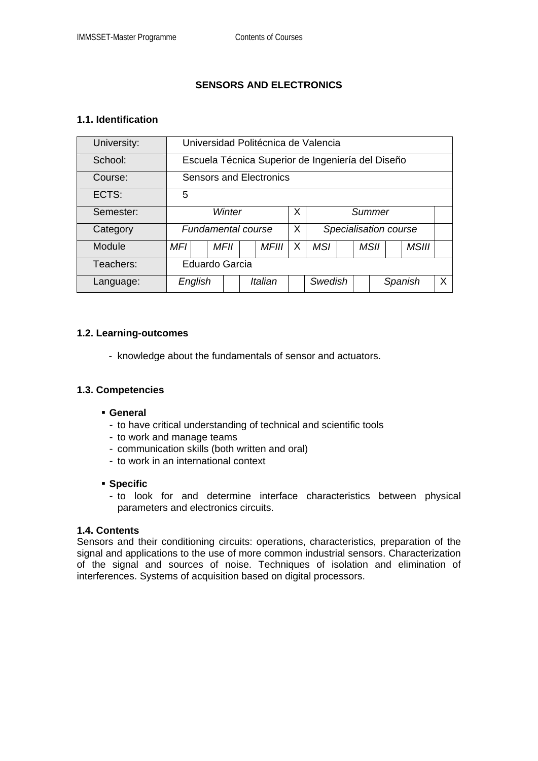## SENSORS AND ELECTRONICS

### 1.1. Identification

| University: | Universidad Politécnica de Valencia | | | | | | | | | | | | |
|---|---|---|---|---|---|---|---|---|---|---|---|---|---|
| School: | Escuela Técnica Superior de Ingeniería del Diseño | | | | | | | | | | | | |
| Course: | Sensors and Electronics | | | | | | | | | | | | |
| ECTS: | 5 | | | | | | | | | | | | |
| Semester: | *Winter* | | | | | X | *Summer* | | | | | | |
| Category | *Fundamental course* | | | | | X | *Specialisation course* | | | | | | |
| Module | *MFI* | | *MFII* | | *MFIII* | X | *MSI* | | *MSII* | | *MSIII* | | |
| Teachers: | Eduardo Garcia | | | | | | | | | | | | |
| Language: | *English* | | *Italian* | | | | *Swedish* | | *Spanish* | | | X | |

### 1.2. Learning-outcomes

- knowledge about the fundamentals of sensor and actuators.

### 1.3. Competencies

- **General**
  - to have critical understanding of technical and scientific tools
  - to work and manage teams
  - communication skills (both written and oral)
  - to work in an international context

- **Specific**
  - to look for and determine interface characteristics between physical parameters and electronics circuits.

### 1.4. Contents

Sensors and their conditioning circuits: operations, characteristics, preparation of the signal and applications to the use of more common industrial sensors. Characterization of the signal and sources of noise. Techniques of isolation and elimination of interferences. Systems of acquisition based on digital processors.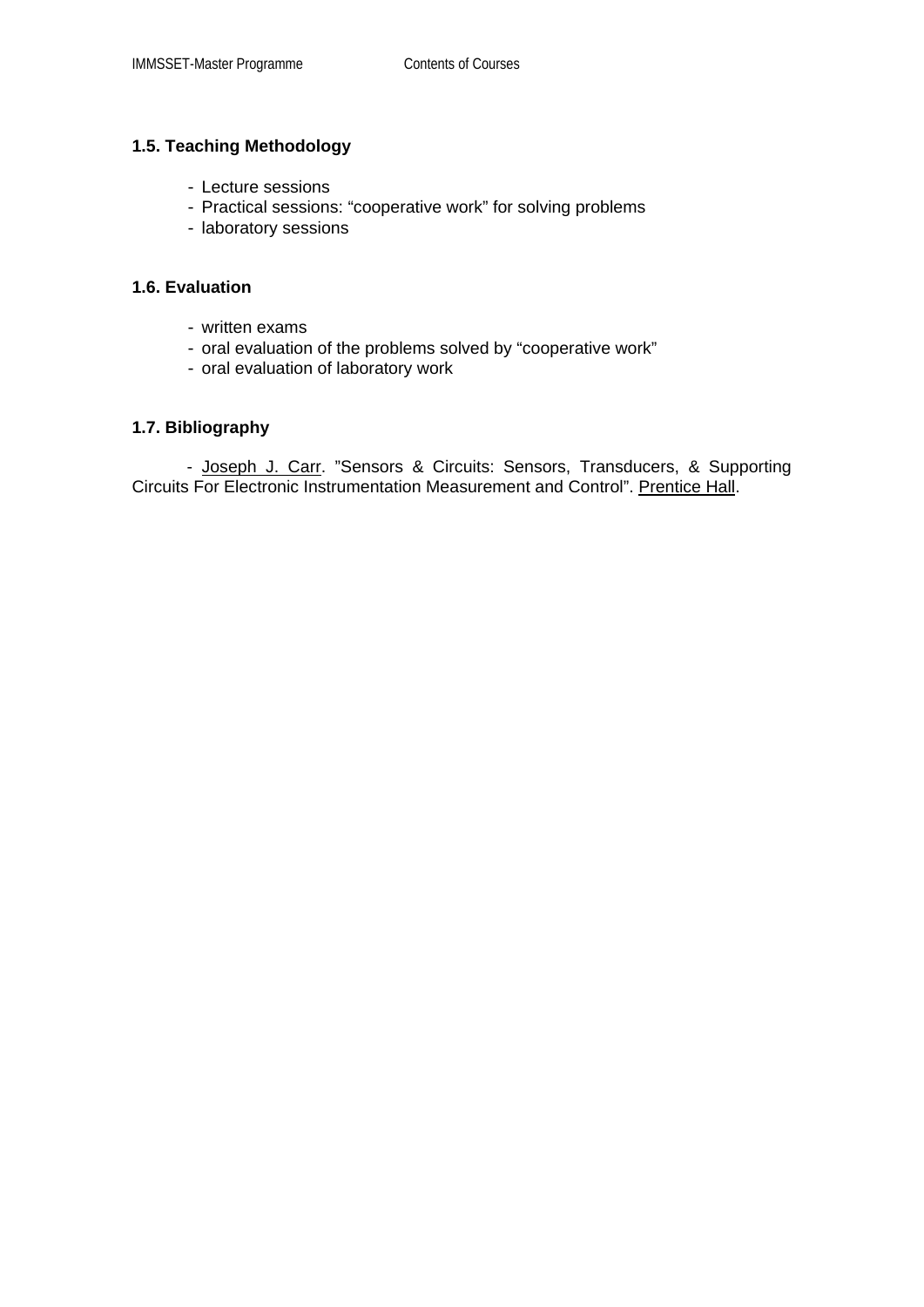### 1.5. Teaching Methodology

- Lecture sessions
- Practical sessions: “cooperative work” for solving problems
- laboratory sessions

### 1.6. Evaluation

- written exams
- oral evaluation of the problems solved by “cooperative work”
- oral evaluation of laboratory work

### 1.7. Bibliography

- Joseph J. Carr. ”Sensors & Circuits: Sensors, Transducers, & Supporting Circuits For Electronic Instrumentation Measurement and Control”. Prentice Hall.